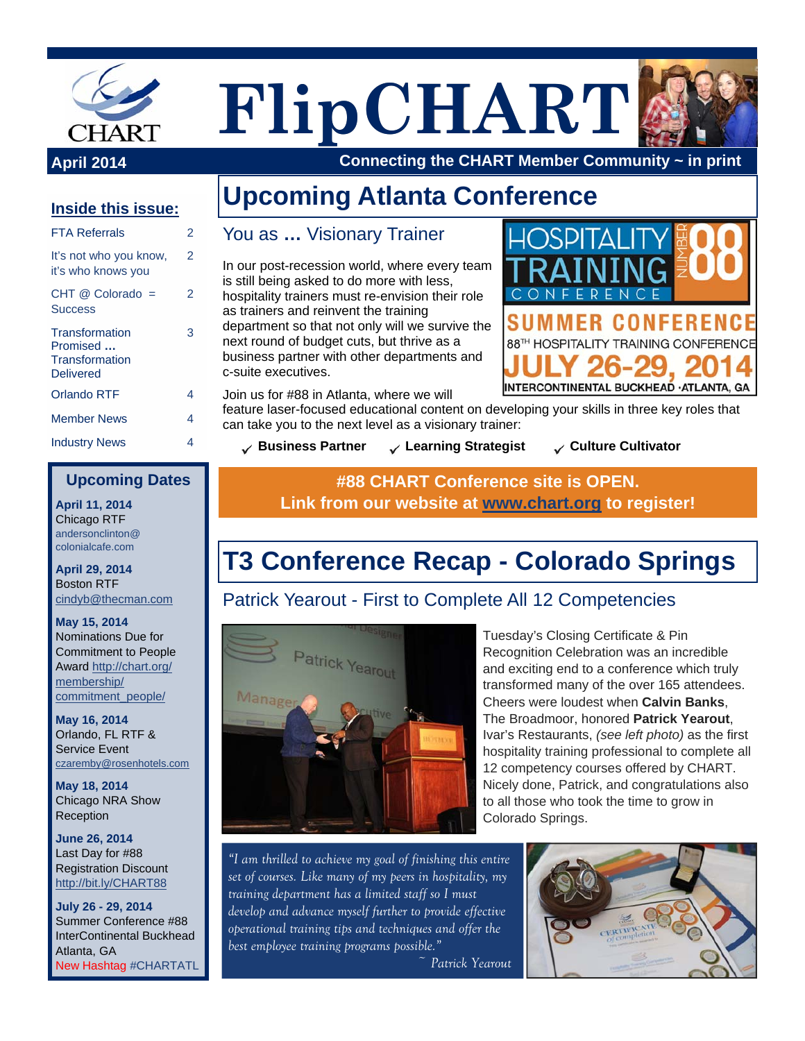# FlipCHART

**April 2014**

**Connecting the CHART Member Community ~ in print**

## Inside this issue:

| | |
|---|---|
| FTA Referrals | 2 |
| It's not who you know, it's who knows you | 2 |
| CHT @ Colorado = Success | 2 |
| Transformation Promised … Transformation Delivered | 3 |
| Orlando RTF | 4 |
| Member News | 4 |
| Industry News | 4 |

## Upcoming Dates

**April 11, 2014**
Chicago RTF
andersonclinton@colonialcafe.com

**April 29, 2014**
Boston RTF
cindyb@thecman.com

**May 15, 2014**
Nominations Due for Commitment to People Award http://chart.org/membership/commitment_people/

**May 16, 2014**
Orlando, FL RTF & Service Event
czaremby@rosenhotels.com

**May 18, 2014**
Chicago NRA Show Reception

**June 26, 2014**
Last Day for #88 Registration Discount
http://bit.ly/CHART88

**July 26 - 29, 2014**
Summer Conference #88
InterContinental Buckhead
Atlanta, GA
New Hashtag #CHARTATL

# Upcoming Atlanta Conference

## You as … Visionary Trainer

HOSPITALITY TRAINING CONFERENCE NUMBER 88
SUMMER CONFERENCE
88TH HOSPITALITY TRAINING CONFERENCE
JULY 26-29, 2014
INTERCONTINENTAL BUCKHEAD · ATLANTA, GA

In our post-recession world, where every team is still being asked to do more with less, hospitality trainers must re-envision their role as trainers and reinvent the training department so that not only will we survive the next round of budget cuts, but thrive as a business partner with other departments and c-suite executives.

Join us for #88 in Atlanta, where we will feature laser-focused educational content on developing your skills in three key roles that can take you to the next level as a visionary trainer:

- ✓ **Business Partner**
- ✓ **Learning Strategist**
- ✓ **Culture Cultivator**

**#88 CHART Conference site is OPEN.**
**Link from our website at www.chart.org to register!**

# T3 Conference Recap - Colorado Springs

## Patrick Yearout - First to Complete All 12 Competencies

Tuesday's Closing Certificate & Pin Recognition Celebration was an incredible and exciting end to a conference which truly transformed many of the over 165 attendees. Cheers were loudest when **Calvin Banks**, The Broadmoor, honored **Patrick Yearout**, Ivar's Restaurants, *(see left photo)* as the first hospitality training professional to complete all 12 competency courses offered by CHART. Nicely done, Patrick, and congratulations also to all those who took the time to grow in Colorado Springs.

*"I am thrilled to achieve my goal of finishing this entire set of courses. Like many of my peers in hospitality, my training department has a limited staff so I must develop and advance myself further to provide effective operational training tips and techniques and offer the best employee training programs possible."*
*~ Patrick Yearout*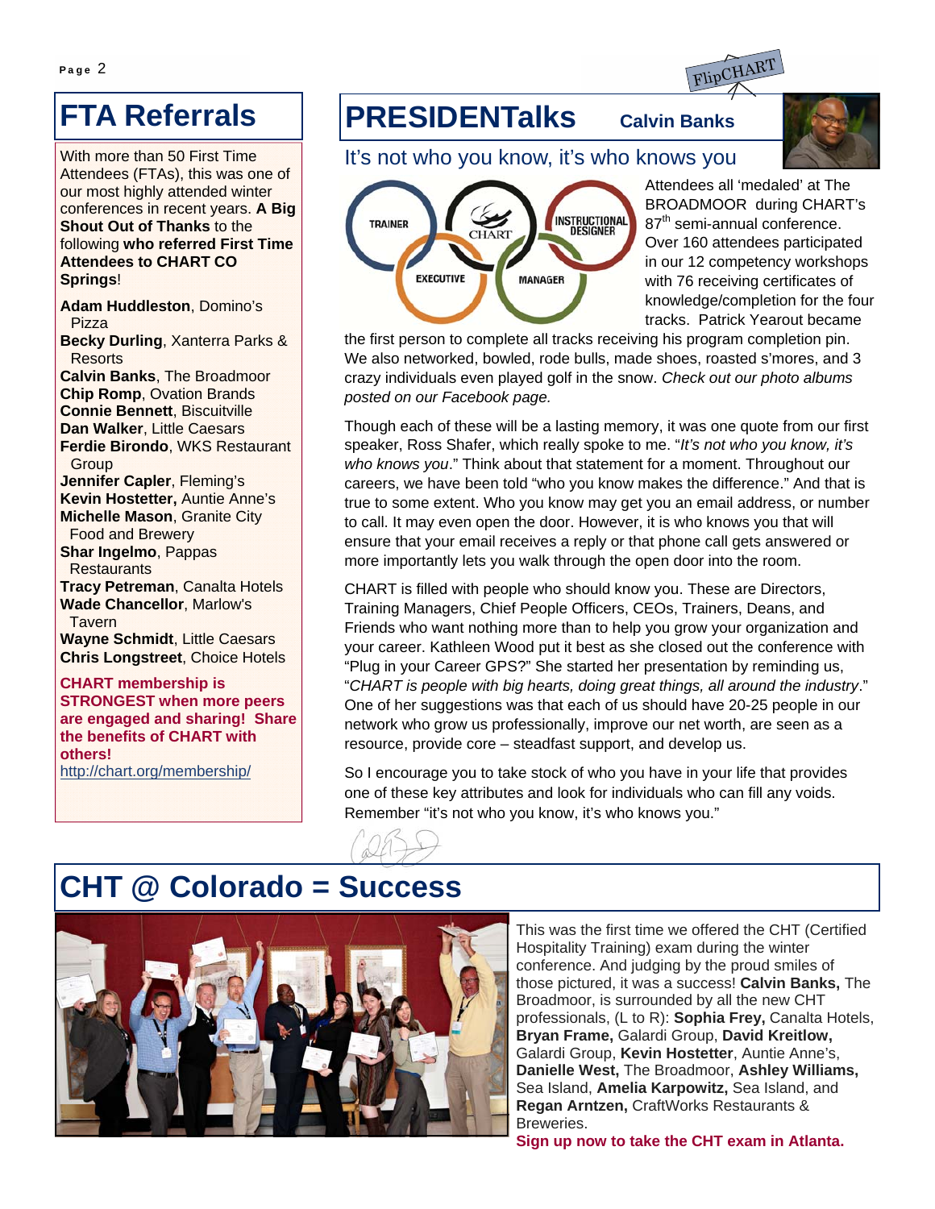## FTA Referrals

With more than 50 First Time Attendees (FTAs), this was one of our most highly attended winter conferences in recent years. **A Big Shout Out of Thanks** to the following **who referred First Time Attendees to CHART CO Springs**!

**Adam Huddleston**, Domino's Pizza
**Becky Durling**, Xanterra Parks & Resorts
**Calvin Banks**, The Broadmoor
**Chip Romp**, Ovation Brands
**Connie Bennett**, Biscuitville
**Dan Walker**, Little Caesars
**Ferdie Birondo**, WKS Restaurant Group
**Jennifer Capler**, Fleming's
**Kevin Hostetter,** Auntie Anne's
**Michelle Mason**, Granite City Food and Brewery
**Shar Ingelmo**, Pappas Restaurants
**Tracy Petreman**, Canalta Hotels
**Wade Chancellor**, Marlow's Tavern
**Wayne Schmidt**, Little Caesars
**Chris Longstreet**, Choice Hotels

**CHART membership is STRONGEST when more peers are engaged and sharing! Share the benefits of CHART with others!**
http://chart.org/membership/

## PRESIDENTalks

**Calvin Banks**

### It's not who you know, it's who knows you

Attendees all 'medaled' at The BROADMOOR during CHART's 87th semi-annual conference. Over 160 attendees participated in our 12 competency workshops with 76 receiving certificates of knowledge/completion for the four tracks. Patrick Yearout became the first person to complete all tracks receiving his program completion pin. We also networked, bowled, rode bulls, made shoes, roasted s'mores, and 3 crazy individuals even played golf in the snow. *Check out our photo albums posted on our Facebook page.*

Though each of these will be a lasting memory, it was one quote from our first speaker, Ross Shafer, which really spoke to me. "*It's not who you know, it's who knows you*." Think about that statement for a moment. Throughout our careers, we have been told "who you know makes the difference." And that is true to some extent. Who you know may get you an email address, or number to call. It may even open the door. However, it is who knows you that will ensure that your email receives a reply or that phone call gets answered or more importantly lets you walk through the open door into the room.

CHART is filled with people who should know you. These are Directors, Training Managers, Chief People Officers, CEOs, Trainers, Deans, and Friends who want nothing more than to help you grow your organization and your career. Kathleen Wood put it best as she closed out the conference with "Plug in your Career GPS?" She started her presentation by reminding us, "*CHART is people with big hearts, doing great things, all around the industry*." One of her suggestions was that each of us should have 20-25 people in our network who grow us professionally, improve our net worth, are seen as a resource, provide core – steadfast support, and develop us.

So I encourage you to take stock of who you have in your life that provides one of these key attributes and look for individuals who can fill any voids. Remember "it's not who you know, it's who knows you."

## CHT @ Colorado = Success

This was the first time we offered the CHT (Certified Hospitality Training) exam during the winter conference. And judging by the proud smiles of those pictured, it was a success! **Calvin Banks,** The Broadmoor, is surrounded by all the new CHT professionals, (L to R): **Sophia Frey,** Canalta Hotels, **Bryan Frame,** Galardi Group, **David Kreitlow,** Galardi Group, **Kevin Hostetter**, Auntie Anne's, **Danielle West,** The Broadmoor, **Ashley Williams,** Sea Island, **Amelia Karpowitz,** Sea Island, and **Regan Arntzen,** CraftWorks Restaurants & Breweries.

**Sign up now to take the CHT exam in Atlanta.**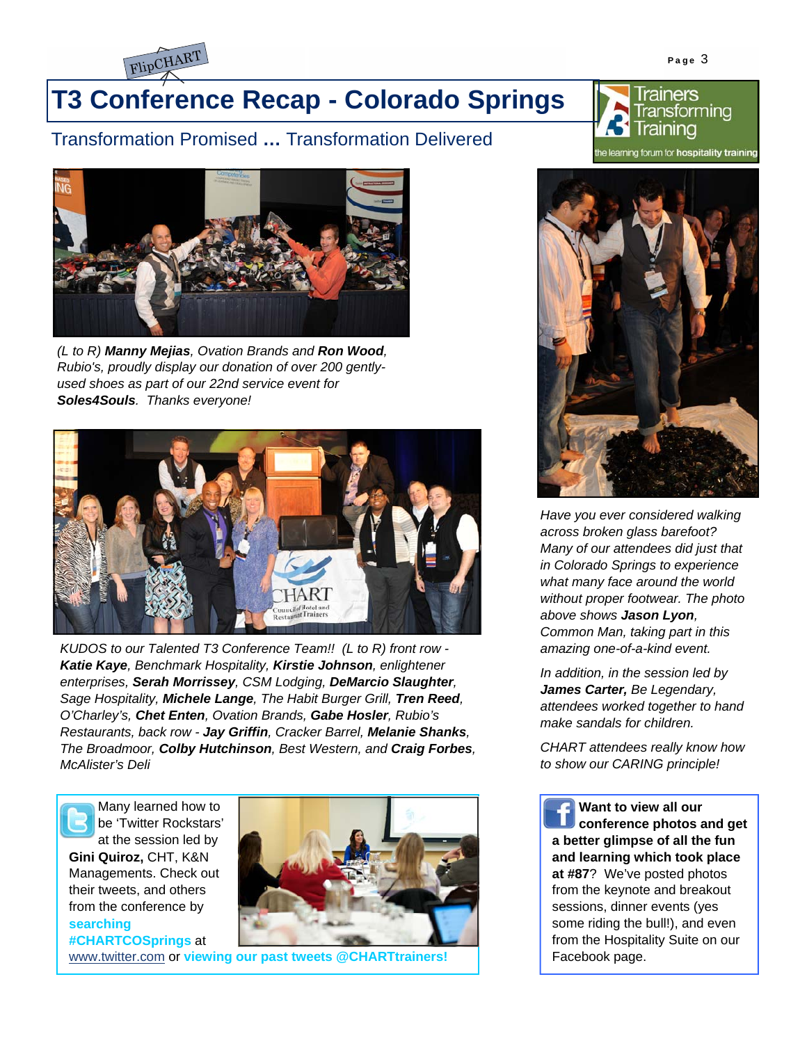# T3 Conference Recap - Colorado Springs

## Transformation Promised ... Transformation Delivered

*(L to R) **Manny Mejias**, Ovation Brands and **Ron Wood**, Rubio's, proudly display our donation of over 200 gently-used shoes as part of our 22nd service event for **Soles4Souls**. Thanks everyone!*

*KUDOS to our Talented T3 Conference Team!! (L to R) front row - **Katie Kaye**, Benchmark Hospitality, **Kirstie Johnson**, enlightener enterprises, **Serah Morrissey**, CSM Lodging, **DeMarcio Slaughter**, Sage Hospitality, **Michele Lange**, The Habit Burger Grill, **Tren Reed**, O'Charley's, **Chet Enten**, Ovation Brands, **Gabe Hosler**, Rubio's Restaurants, back row - **Jay Griffin**, Cracker Barrel, **Melanie Shanks**, The Broadmoor, **Colby Hutchinson**, Best Western, and **Craig Forbes**, McAlister's Deli*

Many learned how to be 'Twitter Rockstars' at the session led by **Gini Quiroz,** CHT, K&N Managements. Check out their tweets, and others from the conference by **searching #CHARTCOSprings** at www.twitter.com or **viewing our past tweets @CHARTtrainers!**

*Have you ever considered walking across broken glass barefoot? Many of our attendees did just that in Colorado Springs to experience what many face around the world without proper footwear. The photo above shows **Jason Lyon**, Common Man, taking part in this amazing one-of-a-kind event.*

*In addition, in the session led by **James Carter,** Be Legendary, attendees worked together to hand make sandals for children.*

*CHART attendees really know how to show our CARING principle!*

**Want to view all our conference photos and get a better glimpse of all the fun and learning which took place at #87**? We've posted photos from the keynote and breakout sessions, dinner events (yes some riding the bull!), and even from the Hospitality Suite on our Facebook page.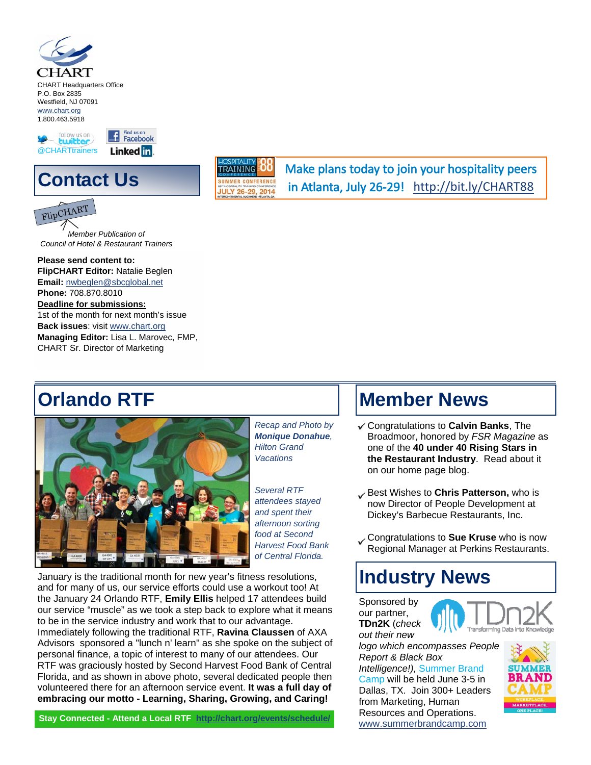CHART Headquarters Office
P.O. Box 2835
Westfield, NJ 07091
www.chart.org
1.800.463.5918

@CHARTtrainers

## Contact Us

Make plans today to join your hospitality peers in Atlanta, July 26-29! http://bit.ly/CHART88

FlipCHART

*Member Publication of Council of Hotel & Restaurant Trainers*

**Please send content to:**
**FlipCHART Editor:** Natalie Beglen
**Email:** nwbeglen@sbcglobal.net
**Phone:** 708.870.8010
**Deadline for submissions:**
1st of the month for next month's issue
**Back issues**: visit www.chart.org
**Managing Editor:** Lisa L. Marovec, FMP, CHART Sr. Director of Marketing

## Orlando RTF

*Recap and Photo by* ***Monique Donahue****, Hilton Grand Vacations*

*Several RTF attendees stayed and spent their afternoon sorting food at Second Harvest Food Bank of Central Florida.*

January is the traditional month for new year's fitness resolutions, and for many of us, our service efforts could use a workout too! At the January 24 Orlando RTF, **Emily Ellis** helped 17 attendees build our service "muscle" as we took a step back to explore what it means to be in the service industry and work that to our advantage. Immediately following the traditional RTF, **Ravina Claussen** of AXA Advisors sponsored a "lunch n' learn" as she spoke on the subject of personal finance, a topic of interest to many of our attendees. Our RTF was graciously hosted by Second Harvest Food Bank of Central Florida, and as shown in above photo, several dedicated people then volunteered there for an afternoon service event. **It was a full day of embracing our motto - Learning, Sharing, Growing, and Caring!**

**Stay Connected - Attend a Local RTF http://chart.org/events/schedule/**

## Member News

- ✓ Congratulations to **Calvin Banks**, The Broadmoor, honored by *FSR Magazine* as one of the **40 under 40 Rising Stars in the Restaurant Industry**. Read about it on our home page blog.
- ✓ Best Wishes to **Chris Patterson,** who is now Director of People Development at Dickey's Barbecue Restaurants, Inc.
- ✓ Congratulations to **Sue Kruse** who is now Regional Manager at Perkins Restaurants.

## Industry News

Sponsored by our partner, **TDn2K** (*check out their new logo which encompasses People Report & Black Box Intelligence!),* Summer Brand Camp will be held June 3-5 in Dallas, TX. Join 300+ Leaders from Marketing, Human Resources and Operations. www.summerbrandcamp.com